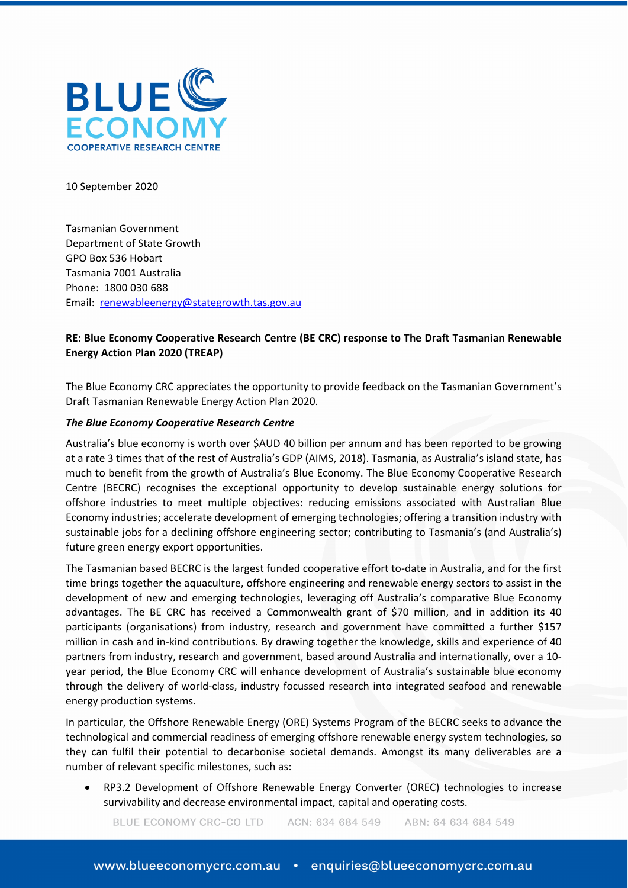10 September 2020

Tasmanian Government
Department of State Growth
GPO Box 536 Hobart
Tasmania 7001 Australia
Phone: 1800 030 688
Email: renewableenergy@stategrowth.tas.gov.au

**RE: Blue Economy Cooperative Research Centre (BE CRC) response to The Draft Tasmanian Renewable Energy Action Plan 2020 (TREAP)**

The Blue Economy CRC appreciates the opportunity to provide feedback on the Tasmanian Government's Draft Tasmanian Renewable Energy Action Plan 2020.

***The Blue Economy Cooperative Research Centre***

Australia's blue economy is worth over $AUD 40 billion per annum and has been reported to be growing at a rate 3 times that of the rest of Australia's GDP (AIMS, 2018). Tasmania, as Australia's island state, has much to benefit from the growth of Australia's Blue Economy. The Blue Economy Cooperative Research Centre (BECRC) recognises the exceptional opportunity to develop sustainable energy solutions for offshore industries to meet multiple objectives: reducing emissions associated with Australian Blue Economy industries; accelerate development of emerging technologies; offering a transition industry with sustainable jobs for a declining offshore engineering sector; contributing to Tasmania's (and Australia's) future green energy export opportunities.

The Tasmanian based BECRC is the largest funded cooperative effort to-date in Australia, and for the first time brings together the aquaculture, offshore engineering and renewable energy sectors to assist in the development of new and emerging technologies, leveraging off Australia's comparative Blue Economy advantages. The BE CRC has received a Commonwealth grant of $70 million, and in addition its 40 participants (organisations) from industry, research and government have committed a further $157 million in cash and in-kind contributions. By drawing together the knowledge, skills and experience of 40 partners from industry, research and government, based around Australia and internationally, over a 10-year period, the Blue Economy CRC will enhance development of Australia's sustainable blue economy through the delivery of world-class, industry focussed research into integrated seafood and renewable energy production systems.

In particular, the Offshore Renewable Energy (ORE) Systems Program of the BECRC seeks to advance the technological and commercial readiness of emerging offshore renewable energy system technologies, so they can fulfil their potential to decarbonise societal demands. Amongst its many deliverables are a number of relevant specific milestones, such as:

- RP3.2 Development of Offshore Renewable Energy Converter (OREC) technologies to increase survivability and decrease environmental impact, capital and operating costs.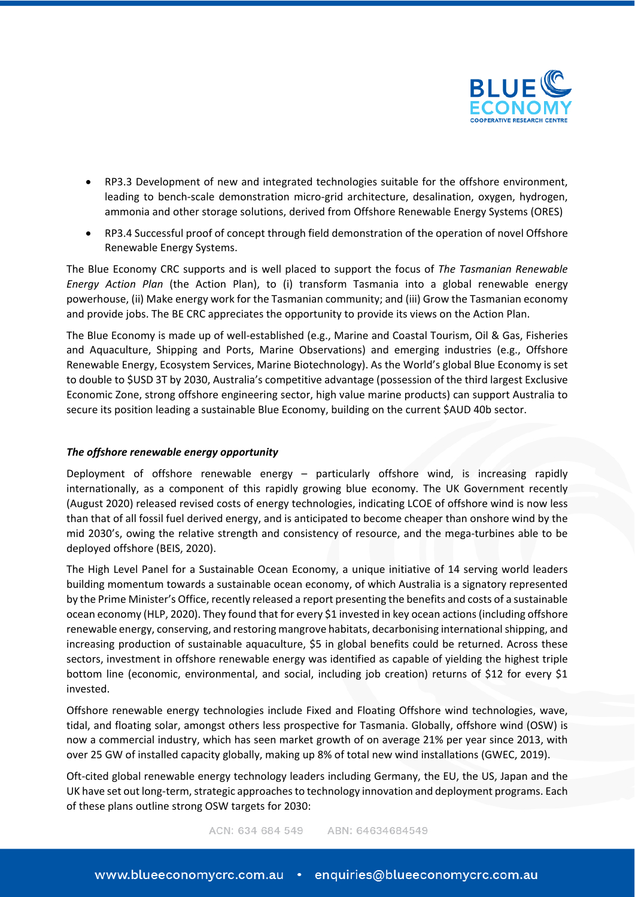- RP3.3 Development of new and integrated technologies suitable for the offshore environment, leading to bench-scale demonstration micro-grid architecture, desalination, oxygen, hydrogen, ammonia and other storage solutions, derived from Offshore Renewable Energy Systems (ORES)
- RP3.4 Successful proof of concept through field demonstration of the operation of novel Offshore Renewable Energy Systems.

The Blue Economy CRC supports and is well placed to support the focus of *The Tasmanian Renewable Energy Action Plan* (the Action Plan), to (i) transform Tasmania into a global renewable energy powerhouse, (ii) Make energy work for the Tasmanian community; and (iii) Grow the Tasmanian economy and provide jobs. The BE CRC appreciates the opportunity to provide its views on the Action Plan.

The Blue Economy is made up of well-established (e.g., Marine and Coastal Tourism, Oil & Gas, Fisheries and Aquaculture, Shipping and Ports, Marine Observations) and emerging industries (e.g., Offshore Renewable Energy, Ecosystem Services, Marine Biotechnology). As the World's global Blue Economy is set to double to $USD 3T by 2030, Australia's competitive advantage (possession of the third largest Exclusive Economic Zone, strong offshore engineering sector, high value marine products) can support Australia to secure its position leading a sustainable Blue Economy, building on the current $AUD 40b sector.

***The offshore renewable energy opportunity***

Deployment of offshore renewable energy – particularly offshore wind, is increasing rapidly internationally, as a component of this rapidly growing blue economy. The UK Government recently (August 2020) released revised costs of energy technologies, indicating LCOE of offshore wind is now less than that of all fossil fuel derived energy, and is anticipated to become cheaper than onshore wind by the mid 2030's, owing the relative strength and consistency of resource, and the mega-turbines able to be deployed offshore (BEIS, 2020).

The High Level Panel for a Sustainable Ocean Economy, a unique initiative of 14 serving world leaders building momentum towards a sustainable ocean economy, of which Australia is a signatory represented by the Prime Minister's Office, recently released a report presenting the benefits and costs of a sustainable ocean economy (HLP, 2020). They found that for every $1 invested in key ocean actions (including offshore renewable energy, conserving, and restoring mangrove habitats, decarbonising international shipping, and increasing production of sustainable aquaculture, $5 in global benefits could be returned. Across these sectors, investment in offshore renewable energy was identified as capable of yielding the highest triple bottom line (economic, environmental, and social, including job creation) returns of $12 for every $1 invested.

Offshore renewable energy technologies include Fixed and Floating Offshore wind technologies, wave, tidal, and floating solar, amongst others less prospective for Tasmania. Globally, offshore wind (OSW) is now a commercial industry, which has seen market growth of on average 21% per year since 2013, with over 25 GW of installed capacity globally, making up 8% of total new wind installations (GWEC, 2019).

Oft-cited global renewable energy technology leaders including Germany, the EU, the US, Japan and the UK have set out long-term, strategic approaches to technology innovation and deployment programs. Each of these plans outline strong OSW targets for 2030: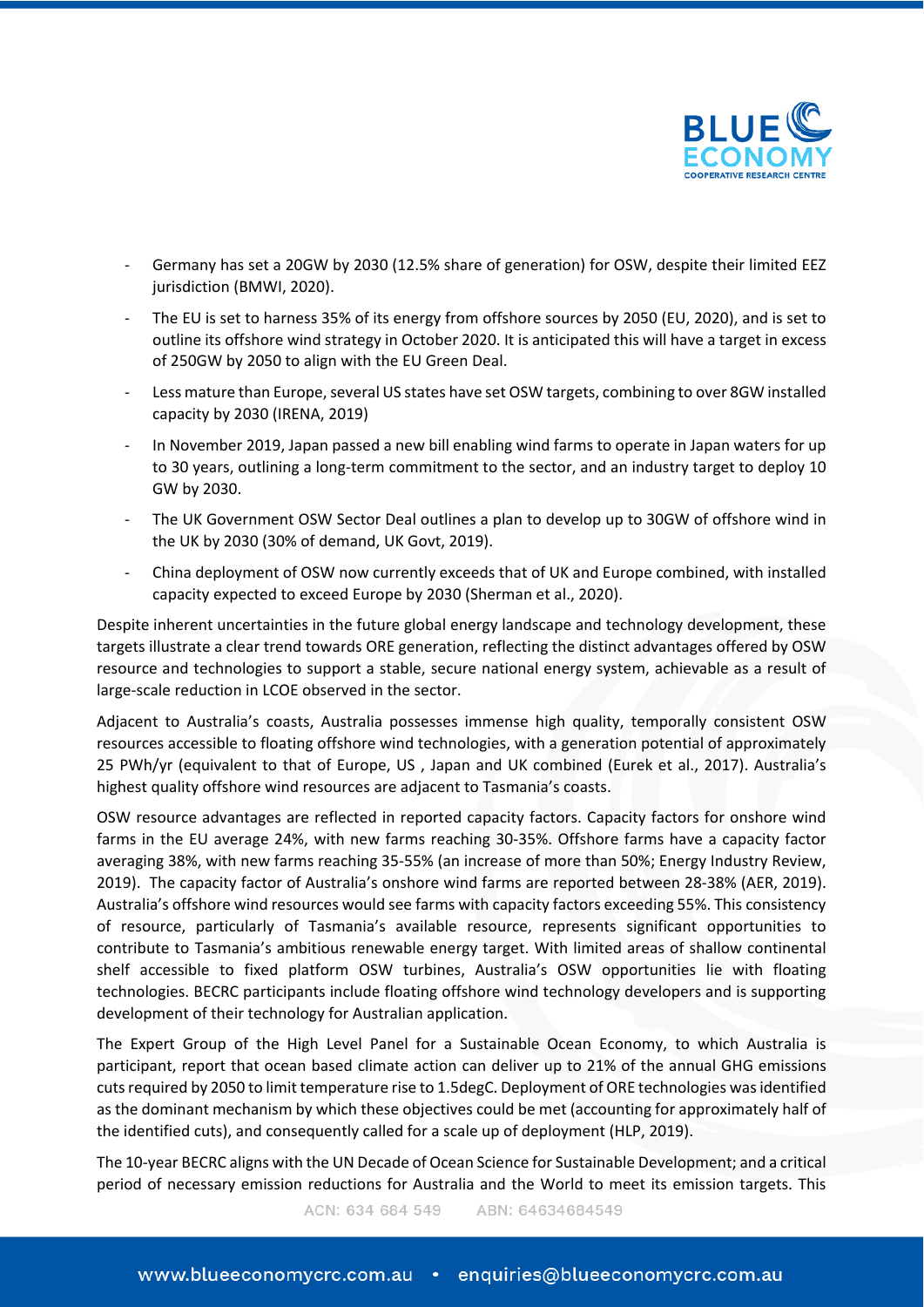- Germany has set a 20GW by 2030 (12.5% share of generation) for OSW, despite their limited EEZ jurisdiction (BMWI, 2020).
- The EU is set to harness 35% of its energy from offshore sources by 2050 (EU, 2020), and is set to outline its offshore wind strategy in October 2020. It is anticipated this will have a target in excess of 250GW by 2050 to align with the EU Green Deal.
- Less mature than Europe, several US states have set OSW targets, combining to over 8GW installed capacity by 2030 (IRENA, 2019)
- In November 2019, Japan passed a new bill enabling wind farms to operate in Japan waters for up to 30 years, outlining a long-term commitment to the sector, and an industry target to deploy 10 GW by 2030.
- The UK Government OSW Sector Deal outlines a plan to develop up to 30GW of offshore wind in the UK by 2030 (30% of demand, UK Govt, 2019).
- China deployment of OSW now currently exceeds that of UK and Europe combined, with installed capacity expected to exceed Europe by 2030 (Sherman et al., 2020).

Despite inherent uncertainties in the future global energy landscape and technology development, these targets illustrate a clear trend towards ORE generation, reflecting the distinct advantages offered by OSW resource and technologies to support a stable, secure national energy system, achievable as a result of large-scale reduction in LCOE observed in the sector.

Adjacent to Australia's coasts, Australia possesses immense high quality, temporally consistent OSW resources accessible to floating offshore wind technologies, with a generation potential of approximately 25 PWh/yr (equivalent to that of Europe, US , Japan and UK combined (Eurek et al., 2017). Australia's highest quality offshore wind resources are adjacent to Tasmania's coasts.

OSW resource advantages are reflected in reported capacity factors. Capacity factors for onshore wind farms in the EU average 24%, with new farms reaching 30-35%. Offshore farms have a capacity factor averaging 38%, with new farms reaching 35-55% (an increase of more than 50%; Energy Industry Review, 2019). The capacity factor of Australia's onshore wind farms are reported between 28-38% (AER, 2019). Australia's offshore wind resources would see farms with capacity factors exceeding 55%. This consistency of resource, particularly of Tasmania's available resource, represents significant opportunities to contribute to Tasmania's ambitious renewable energy target. With limited areas of shallow continental shelf accessible to fixed platform OSW turbines, Australia's OSW opportunities lie with floating technologies. BECRC participants include floating offshore wind technology developers and is supporting development of their technology for Australian application.

The Expert Group of the High Level Panel for a Sustainable Ocean Economy, to which Australia is participant, report that ocean based climate action can deliver up to 21% of the annual GHG emissions cuts required by 2050 to limit temperature rise to 1.5degC. Deployment of ORE technologies was identified as the dominant mechanism by which these objectives could be met (accounting for approximately half of the identified cuts), and consequently called for a scale up of deployment (HLP, 2019).

The 10-year BECRC aligns with the UN Decade of Ocean Science for Sustainable Development; and a critical period of necessary emission reductions for Australia and the World to meet its emission targets. This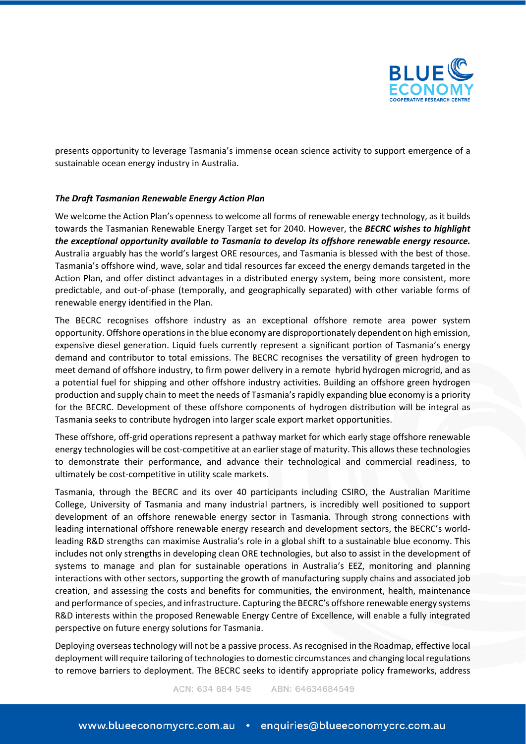presents opportunity to leverage Tasmania's immense ocean science activity to support emergence of a sustainable ocean energy industry in Australia.

***The Draft Tasmanian Renewable Energy Action Plan***

We welcome the Action Plan's openness to welcome all forms of renewable energy technology, as it builds towards the Tasmanian Renewable Energy Target set for 2040. However, the ***BECRC wishes to highlight the exceptional opportunity available to Tasmania to develop its offshore renewable energy resource.*** Australia arguably has the world's largest ORE resources, and Tasmania is blessed with the best of those. Tasmania's offshore wind, wave, solar and tidal resources far exceed the energy demands targeted in the Action Plan, and offer distinct advantages in a distributed energy system, being more consistent, more predictable, and out-of-phase (temporally, and geographically separated) with other variable forms of renewable energy identified in the Plan.

The BECRC recognises offshore industry as an exceptional offshore remote area power system opportunity. Offshore operations in the blue economy are disproportionately dependent on high emission, expensive diesel generation. Liquid fuels currently represent a significant portion of Tasmania's energy demand and contributor to total emissions. The BECRC recognises the versatility of green hydrogen to meet demand of offshore industry, to firm power delivery in a remote hybrid hydrogen microgrid, and as a potential fuel for shipping and other offshore industry activities. Building an offshore green hydrogen production and supply chain to meet the needs of Tasmania's rapidly expanding blue economy is a priority for the BECRC. Development of these offshore components of hydrogen distribution will be integral as Tasmania seeks to contribute hydrogen into larger scale export market opportunities.

These offshore, off-grid operations represent a pathway market for which early stage offshore renewable energy technologies will be cost-competitive at an earlier stage of maturity. This allows these technologies to demonstrate their performance, and advance their technological and commercial readiness, to ultimately be cost-competitive in utility scale markets.

Tasmania, through the BECRC and its over 40 participants including CSIRO, the Australian Maritime College, University of Tasmania and many industrial partners, is incredibly well positioned to support development of an offshore renewable energy sector in Tasmania. Through strong connections with leading international offshore renewable energy research and development sectors, the BECRC's world-leading R&D strengths can maximise Australia's role in a global shift to a sustainable blue economy. This includes not only strengths in developing clean ORE technologies, but also to assist in the development of systems to manage and plan for sustainable operations in Australia's EEZ, monitoring and planning interactions with other sectors, supporting the growth of manufacturing supply chains and associated job creation, and assessing the costs and benefits for communities, the environment, health, maintenance and performance of species, and infrastructure. Capturing the BECRC's offshore renewable energy systems R&D interests within the proposed Renewable Energy Centre of Excellence, will enable a fully integrated perspective on future energy solutions for Tasmania.

Deploying overseas technology will not be a passive process. As recognised in the Roadmap, effective local deployment will require tailoring of technologies to domestic circumstances and changing local regulations to remove barriers to deployment. The BECRC seeks to identify appropriate policy frameworks, address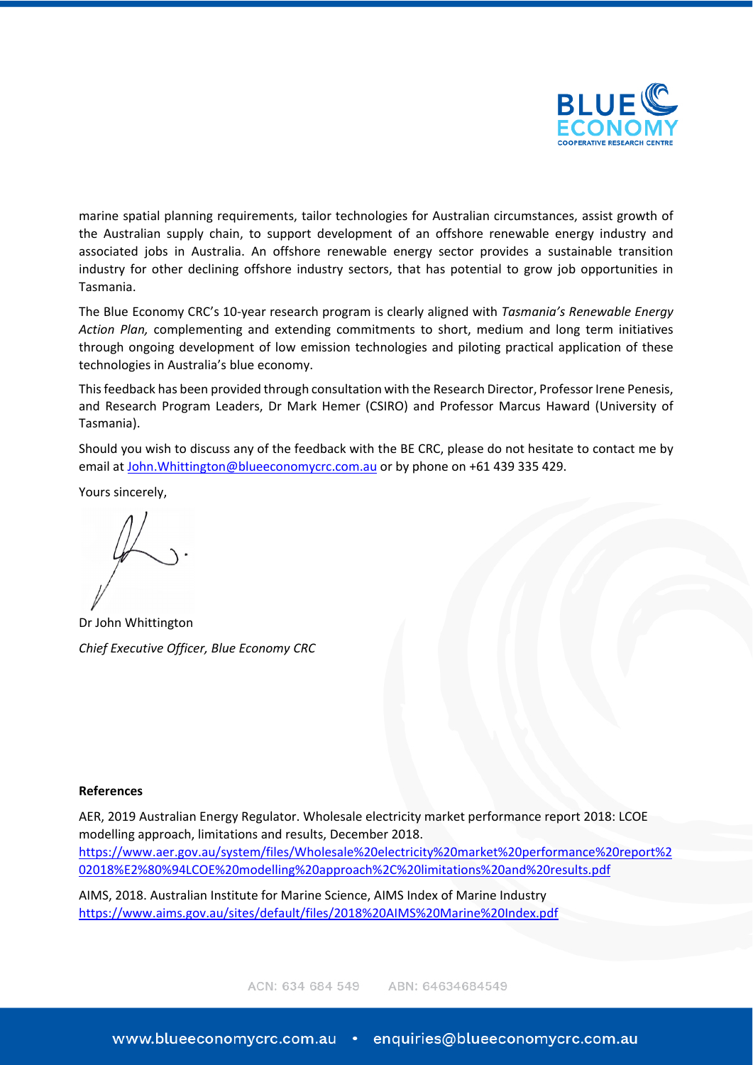marine spatial planning requirements, tailor technologies for Australian circumstances, assist growth of the Australian supply chain, to support development of an offshore renewable energy industry and associated jobs in Australia. An offshore renewable energy sector provides a sustainable transition industry for other declining offshore industry sectors, that has potential to grow job opportunities in Tasmania.

The Blue Economy CRC's 10-year research program is clearly aligned with *Tasmania's Renewable Energy Action Plan,* complementing and extending commitments to short, medium and long term initiatives through ongoing development of low emission technologies and piloting practical application of these technologies in Australia's blue economy.

This feedback has been provided through consultation with the Research Director, Professor Irene Penesis, and Research Program Leaders, Dr Mark Hemer (CSIRO) and Professor Marcus Haward (University of Tasmania).

Should you wish to discuss any of the feedback with the BE CRC, please do not hesitate to contact me by email at John.Whittington@blueeconomycrc.com.au or by phone on +61 439 335 429.

Yours sincerely,

Dr John Whittington

*Chief Executive Officer, Blue Economy CRC*

**References**

AER, 2019 Australian Energy Regulator. Wholesale electricity market performance report 2018: LCOE modelling approach, limitations and results, December 2018.
https://www.aer.gov.au/system/files/Wholesale%20electricity%20market%20performance%20report%202018%E2%80%94LCOE%20modelling%20approach%2C%20limitations%20and%20results.pdf

AIMS, 2018. Australian Institute for Marine Science, AIMS Index of Marine Industry
https://www.aims.gov.au/sites/default/files/2018%20AIMS%20Marine%20Index.pdf

ACN: 634 684 549 ABN: 64634684549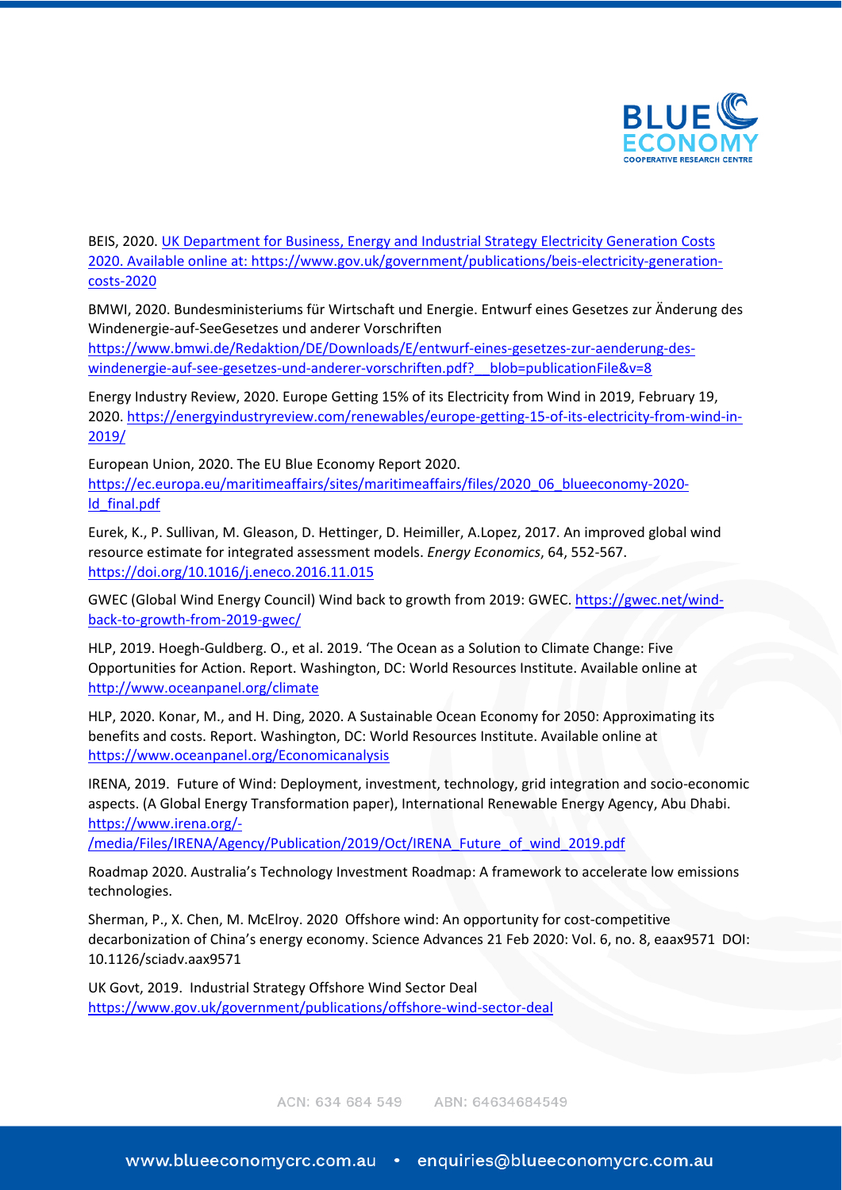BEIS, 2020. UK Department for Business, Energy and Industrial Strategy Electricity Generation Costs 2020. Available online at: https://www.gov.uk/government/publications/beis-electricity-generation-costs-2020

BMWI, 2020. Bundesministeriums für Wirtschaft und Energie. Entwurf eines Gesetzes zur Änderung des Windenergie-auf-SeeGesetzes und anderer Vorschriften https://www.bmwi.de/Redaktion/DE/Downloads/E/entwurf-eines-gesetzes-zur-aenderung-des-windenergie-auf-see-gesetzes-und-anderer-vorschriften.pdf?__blob=publicationFile&v=8

Energy Industry Review, 2020. Europe Getting 15% of its Electricity from Wind in 2019, February 19, 2020. https://energyindustryreview.com/renewables/europe-getting-15-of-its-electricity-from-wind-in-2019/

European Union, 2020. The EU Blue Economy Report 2020. https://ec.europa.eu/maritimeaffairs/sites/maritimeaffairs/files/2020_06_blueeconomy-2020-ld_final.pdf

Eurek, K., P. Sullivan, M. Gleason, D. Hettinger, D. Heimiller, A.Lopez, 2017. An improved global wind resource estimate for integrated assessment models. *Energy Economics*, 64, 552-567. https://doi.org/10.1016/j.eneco.2016.11.015

GWEC (Global Wind Energy Council) Wind back to growth from 2019: GWEC. https://gwec.net/wind-back-to-growth-from-2019-gwec/

HLP, 2019. Hoegh-Guldberg. O., et al. 2019. 'The Ocean as a Solution to Climate Change: Five Opportunities for Action. Report. Washington, DC: World Resources Institute. Available online at http://www.oceanpanel.org/climate

HLP, 2020. Konar, M., and H. Ding, 2020. A Sustainable Ocean Economy for 2050: Approximating its benefits and costs. Report. Washington, DC: World Resources Institute. Available online at https://www.oceanpanel.org/Economicanalysis

IRENA, 2019. Future of Wind: Deployment, investment, technology, grid integration and socio-economic aspects. (A Global Energy Transformation paper), International Renewable Energy Agency, Abu Dhabi. https://www.irena.org/-/media/Files/IRENA/Agency/Publication/2019/Oct/IRENA_Future_of_wind_2019.pdf

Roadmap 2020. Australia's Technology Investment Roadmap: A framework to accelerate low emissions technologies.

Sherman, P., X. Chen, M. McElroy. 2020 Offshore wind: An opportunity for cost-competitive decarbonization of China's energy economy. Science Advances 21 Feb 2020: Vol. 6, no. 8, eaax9571 DOI: 10.1126/sciadv.aax9571

UK Govt, 2019. Industrial Strategy Offshore Wind Sector Deal https://www.gov.uk/government/publications/offshore-wind-sector-deal